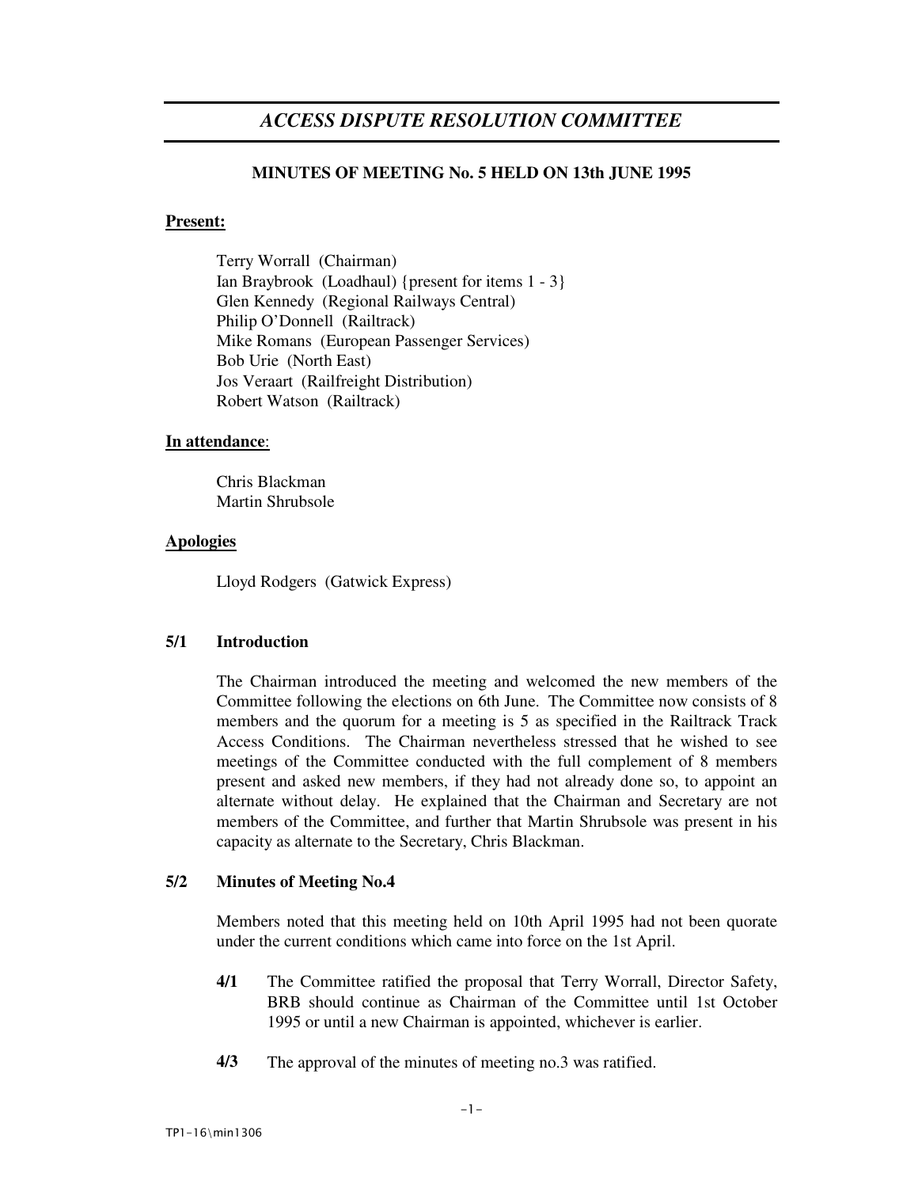# *ACCESS DISPUTE RESOLUTION COMMITTEE*

## MINUTES OF MEETING No. 5 HELD ON 13th JUNE 1995

**Present:**

Terry Worrall (Chairman)
Ian Braybrook (Loadhaul) {present for items 1 - 3}
Glen Kennedy (Regional Railways Central)
Philip O'Donnell (Railtrack)
Mike Romans (European Passenger Services)
Bob Urie (North East)
Jos Veraart (Railfreight Distribution)
Robert Watson (Railtrack)

**In attendance**:

Chris Blackman
Martin Shrubsole

**Apologies**

Lloyd Rodgers (Gatwick Express)

### 5/1 Introduction

The Chairman introduced the meeting and welcomed the new members of the Committee following the elections on 6th June. The Committee now consists of 8 members and the quorum for a meeting is 5 as specified in the Railtrack Track Access Conditions. The Chairman nevertheless stressed that he wished to see meetings of the Committee conducted with the full complement of 8 members present and asked new members, if they had not already done so, to appoint an alternate without delay. He explained that the Chairman and Secretary are not members of the Committee, and further that Martin Shrubsole was present in his capacity as alternate to the Secretary, Chris Blackman.

### 5/2 Minutes of Meeting No.4

Members noted that this meeting held on 10th April 1995 had not been quorate under the current conditions which came into force on the 1st April.

**4/1** The Committee ratified the proposal that Terry Worrall, Director Safety, BRB should continue as Chairman of the Committee until 1st October 1995 or until a new Chairman is appointed, whichever is earlier.

**4/3** The approval of the minutes of meeting no.3 was ratified.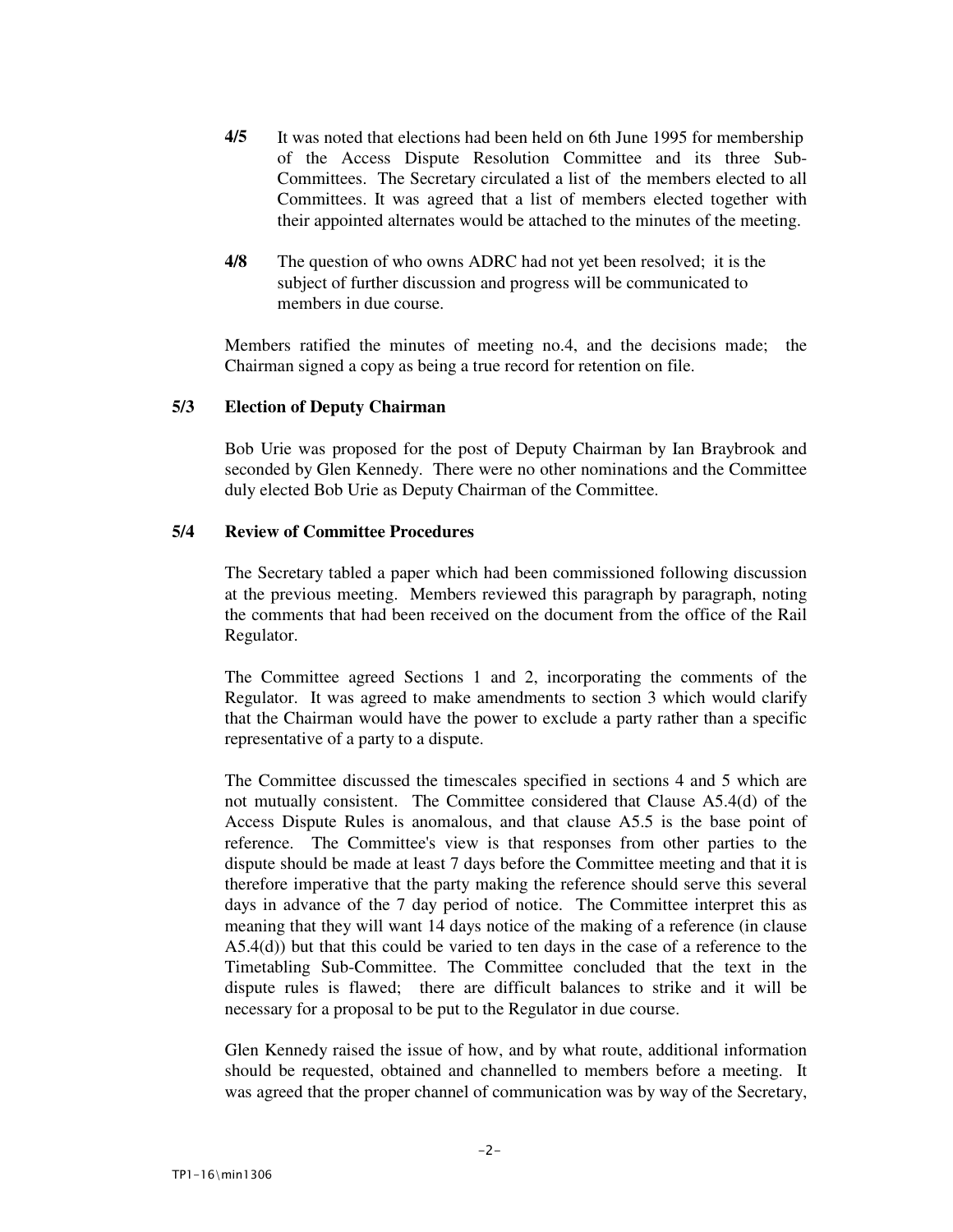**4/5** It was noted that elections had been held on 6th June 1995 for membership of the Access Dispute Resolution Committee and its three Sub-Committees. The Secretary circulated a list of the members elected to all Committees. It was agreed that a list of members elected together with their appointed alternates would be attached to the minutes of the meeting.

**4/8** The question of who owns ADRC had not yet been resolved; it is the subject of further discussion and progress will be communicated to members in due course.

Members ratified the minutes of meeting no.4, and the decisions made; the Chairman signed a copy as being a true record for retention on file.

**5/3 Election of Deputy Chairman**

Bob Urie was proposed for the post of Deputy Chairman by Ian Braybrook and seconded by Glen Kennedy. There were no other nominations and the Committee duly elected Bob Urie as Deputy Chairman of the Committee.

**5/4 Review of Committee Procedures**

The Secretary tabled a paper which had been commissioned following discussion at the previous meeting. Members reviewed this paragraph by paragraph, noting the comments that had been received on the document from the office of the Rail Regulator.

The Committee agreed Sections 1 and 2, incorporating the comments of the Regulator. It was agreed to make amendments to section 3 which would clarify that the Chairman would have the power to exclude a party rather than a specific representative of a party to a dispute.

The Committee discussed the timescales specified in sections 4 and 5 which are not mutually consistent. The Committee considered that Clause A5.4(d) of the Access Dispute Rules is anomalous, and that clause A5.5 is the base point of reference. The Committee's view is that responses from other parties to the dispute should be made at least 7 days before the Committee meeting and that it is therefore imperative that the party making the reference should serve this several days in advance of the 7 day period of notice. The Committee interpret this as meaning that they will want 14 days notice of the making of a reference (in clause A5.4(d)) but that this could be varied to ten days in the case of a reference to the Timetabling Sub-Committee. The Committee concluded that the text in the dispute rules is flawed; there are difficult balances to strike and it will be necessary for a proposal to be put to the Regulator in due course.

Glen Kennedy raised the issue of how, and by what route, additional information should be requested, obtained and channelled to members before a meeting. It was agreed that the proper channel of communication was by way of the Secretary,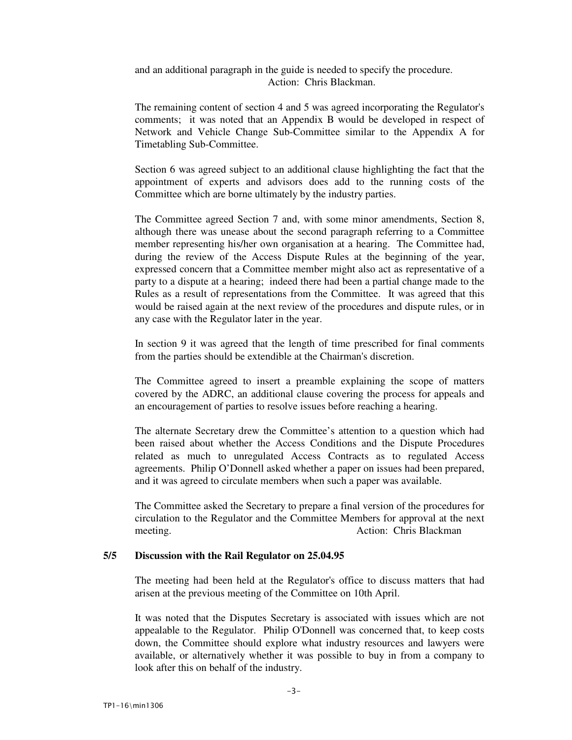and an additional paragraph in the guide is needed to specify the procedure.
Action: Chris Blackman.

The remaining content of section 4 and 5 was agreed incorporating the Regulator's comments; it was noted that an Appendix B would be developed in respect of Network and Vehicle Change Sub-Committee similar to the Appendix A for Timetabling Sub-Committee.

Section 6 was agreed subject to an additional clause highlighting the fact that the appointment of experts and advisors does add to the running costs of the Committee which are borne ultimately by the industry parties.

The Committee agreed Section 7 and, with some minor amendments, Section 8, although there was unease about the second paragraph referring to a Committee member representing his/her own organisation at a hearing. The Committee had, during the review of the Access Dispute Rules at the beginning of the year, expressed concern that a Committee member might also act as representative of a party to a dispute at a hearing; indeed there had been a partial change made to the Rules as a result of representations from the Committee. It was agreed that this would be raised again at the next review of the procedures and dispute rules, or in any case with the Regulator later in the year.

In section 9 it was agreed that the length of time prescribed for final comments from the parties should be extendible at the Chairman's discretion.

The Committee agreed to insert a preamble explaining the scope of matters covered by the ADRC, an additional clause covering the process for appeals and an encouragement of parties to resolve issues before reaching a hearing.

The alternate Secretary drew the Committee's attention to a question which had been raised about whether the Access Conditions and the Dispute Procedures related as much to unregulated Access Contracts as to regulated Access agreements. Philip O'Donnell asked whether a paper on issues had been prepared, and it was agreed to circulate members when such a paper was available.

The Committee asked the Secretary to prepare a final version of the procedures for circulation to the Regulator and the Committee Members for approval at the next meeting.
Action: Chris Blackman

**5/5 Discussion with the Rail Regulator on 25.04.95**

The meeting had been held at the Regulator's office to discuss matters that had arisen at the previous meeting of the Committee on 10th April.

It was noted that the Disputes Secretary is associated with issues which are not appealable to the Regulator. Philip O'Donnell was concerned that, to keep costs down, the Committee should explore what industry resources and lawyers were available, or alternatively whether it was possible to buy in from a company to look after this on behalf of the industry.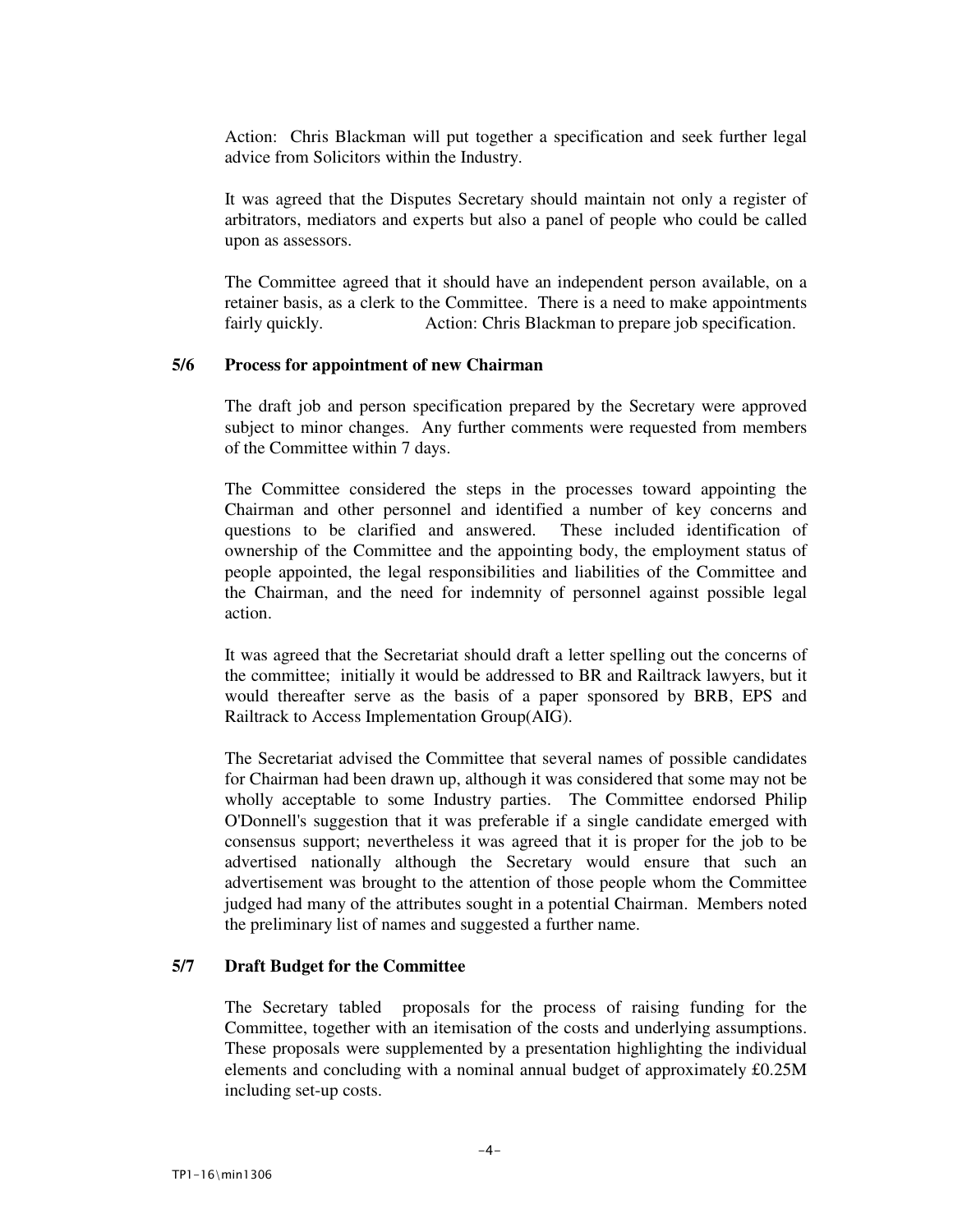Action: Chris Blackman will put together a specification and seek further legal advice from Solicitors within the Industry.

It was agreed that the Disputes Secretary should maintain not only a register of arbitrators, mediators and experts but also a panel of people who could be called upon as assessors.

The Committee agreed that it should have an independent person available, on a retainer basis, as a clerk to the Committee. There is a need to make appointments fairly quickly. Action: Chris Blackman to prepare job specification.

**5/6 Process for appointment of new Chairman**

The draft job and person specification prepared by the Secretary were approved subject to minor changes. Any further comments were requested from members of the Committee within 7 days.

The Committee considered the steps in the processes toward appointing the Chairman and other personnel and identified a number of key concerns and questions to be clarified and answered. These included identification of ownership of the Committee and the appointing body, the employment status of people appointed, the legal responsibilities and liabilities of the Committee and the Chairman, and the need for indemnity of personnel against possible legal action.

It was agreed that the Secretariat should draft a letter spelling out the concerns of the committee; initially it would be addressed to BR and Railtrack lawyers, but it would thereafter serve as the basis of a paper sponsored by BRB, EPS and Railtrack to Access Implementation Group(AIG).

The Secretariat advised the Committee that several names of possible candidates for Chairman had been drawn up, although it was considered that some may not be wholly acceptable to some Industry parties. The Committee endorsed Philip O'Donnell's suggestion that it was preferable if a single candidate emerged with consensus support; nevertheless it was agreed that it is proper for the job to be advertised nationally although the Secretary would ensure that such an advertisement was brought to the attention of those people whom the Committee judged had many of the attributes sought in a potential Chairman. Members noted the preliminary list of names and suggested a further name.

**5/7 Draft Budget for the Committee**

The Secretary tabled proposals for the process of raising funding for the Committee, together with an itemisation of the costs and underlying assumptions. These proposals were supplemented by a presentation highlighting the individual elements and concluding with a nominal annual budget of approximately £0.25M including set-up costs.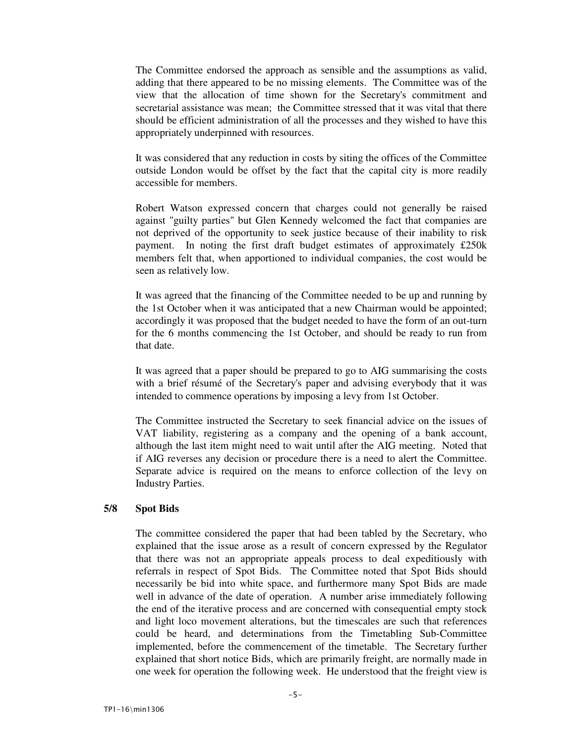The Committee endorsed the approach as sensible and the assumptions as valid, adding that there appeared to be no missing elements. The Committee was of the view that the allocation of time shown for the Secretary's commitment and secretarial assistance was mean; the Committee stressed that it was vital that there should be efficient administration of all the processes and they wished to have this appropriately underpinned with resources.

It was considered that any reduction in costs by siting the offices of the Committee outside London would be offset by the fact that the capital city is more readily accessible for members.

Robert Watson expressed concern that charges could not generally be raised against "guilty parties" but Glen Kennedy welcomed the fact that companies are not deprived of the opportunity to seek justice because of their inability to risk payment. In noting the first draft budget estimates of approximately £250k members felt that, when apportioned to individual companies, the cost would be seen as relatively low.

It was agreed that the financing of the Committee needed to be up and running by the 1st October when it was anticipated that a new Chairman would be appointed; accordingly it was proposed that the budget needed to have the form of an out-turn for the 6 months commencing the 1st October, and should be ready to run from that date.

It was agreed that a paper should be prepared to go to AIG summarising the costs with a brief résumé of the Secretary's paper and advising everybody that it was intended to commence operations by imposing a levy from 1st October.

The Committee instructed the Secretary to seek financial advice on the issues of VAT liability, registering as a company and the opening of a bank account, although the last item might need to wait until after the AIG meeting. Noted that if AIG reverses any decision or procedure there is a need to alert the Committee. Separate advice is required on the means to enforce collection of the levy on Industry Parties.

**5/8 Spot Bids**

The committee considered the paper that had been tabled by the Secretary, who explained that the issue arose as a result of concern expressed by the Regulator that there was not an appropriate appeals process to deal expeditiously with referrals in respect of Spot Bids. The Committee noted that Spot Bids should necessarily be bid into white space, and furthermore many Spot Bids are made well in advance of the date of operation. A number arise immediately following the end of the iterative process and are concerned with consequential empty stock and light loco movement alterations, but the timescales are such that references could be heard, and determinations from the Timetabling Sub-Committee implemented, before the commencement of the timetable. The Secretary further explained that short notice Bids, which are primarily freight, are normally made in one week for operation the following week. He understood that the freight view is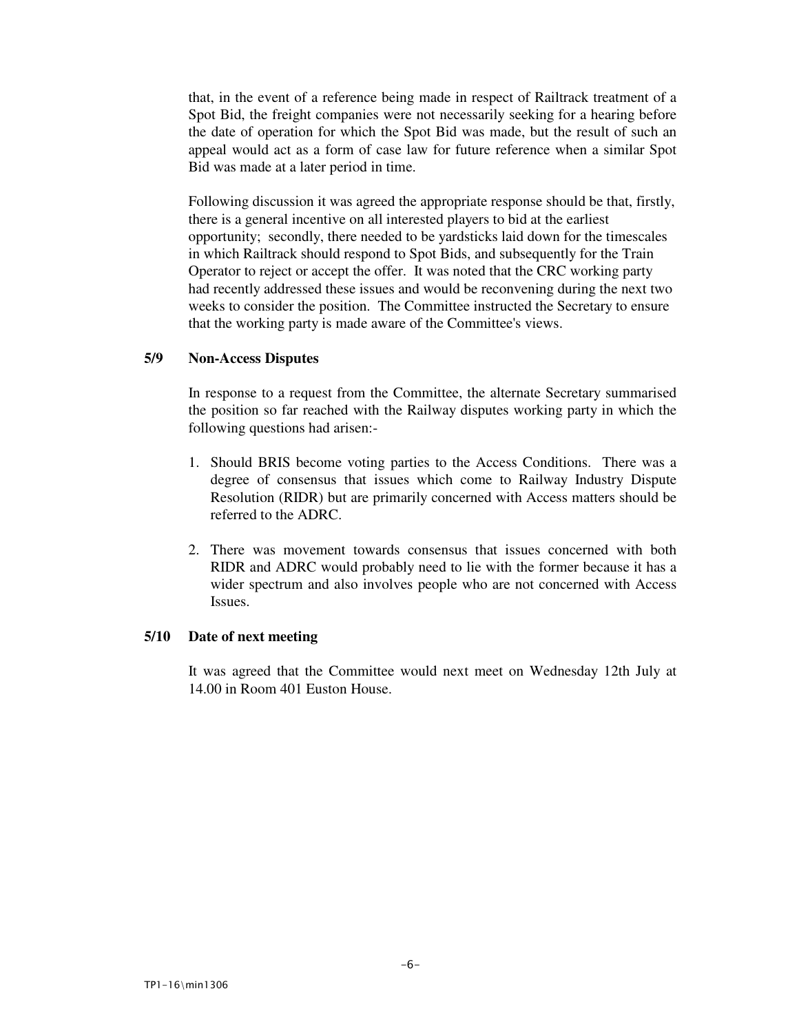that, in the event of a reference being made in respect of Railtrack treatment of a Spot Bid, the freight companies were not necessarily seeking for a hearing before the date of operation for which the Spot Bid was made, but the result of such an appeal would act as a form of case law for future reference when a similar Spot Bid was made at a later period in time.

Following discussion it was agreed the appropriate response should be that, firstly, there is a general incentive on all interested players to bid at the earliest opportunity; secondly, there needed to be yardsticks laid down for the timescales in which Railtrack should respond to Spot Bids, and subsequently for the Train Operator to reject or accept the offer. It was noted that the CRC working party had recently addressed these issues and would be reconvening during the next two weeks to consider the position. The Committee instructed the Secretary to ensure that the working party is made aware of the Committee's views.

**5/9 Non-Access Disputes**

In response to a request from the Committee, the alternate Secretary summarised the position so far reached with the Railway disputes working party in which the following questions had arisen:-

1. Should BRIS become voting parties to the Access Conditions. There was a degree of consensus that issues which come to Railway Industry Dispute Resolution (RIDR) but are primarily concerned with Access matters should be referred to the ADRC.

2. There was movement towards consensus that issues concerned with both RIDR and ADRC would probably need to lie with the former because it has a wider spectrum and also involves people who are not concerned with Access Issues.

**5/10 Date of next meeting**

It was agreed that the Committee would next meet on Wednesday 12th July at 14.00 in Room 401 Euston House.

TP1-16\min1306